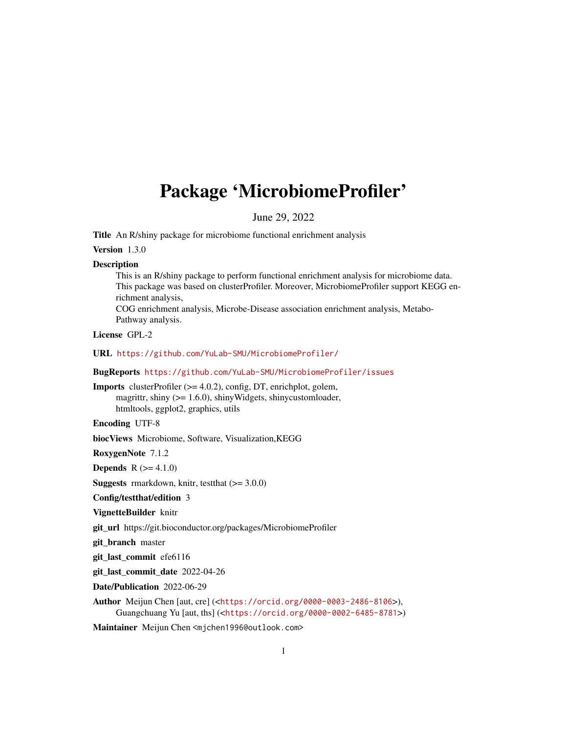# Package 'MicrobiomeProfiler'

June 29, 2022

**Title** An R/shiny package for microbiome functional enrichment analysis

**Version** 1.3.0

**Description**

This is an R/shiny package to perform functional enrichment analysis for microbiome data. This package was based on clusterProfiler. Moreover, MicrobiomeProfiler support KEGG enrichment analysis,
COG enrichment analysis, Microbe-Disease association enrichment analysis, Metabo-Pathway analysis.

**License** GPL-2

**URL** https://github.com/YuLab-SMU/MicrobiomeProfiler/

**BugReports** https://github.com/YuLab-SMU/MicrobiomeProfiler/issues

**Imports** clusterProfiler (>= 4.0.2), config, DT, enrichplot, golem, magrittr, shiny (>= 1.6.0), shinyWidgets, shinycustomloader, htmltools, ggplot2, graphics, utils

**Encoding** UTF-8

**biocViews** Microbiome, Software, Visualization,KEGG

**RoxygenNote** 7.1.2

**Depends** R (>= 4.1.0)

**Suggests** rmarkdown, knitr, testthat (>= 3.0.0)

**Config/testthat/edition** 3

**VignetteBuilder** knitr

**git_url** https://git.bioconductor.org/packages/MicrobiomeProfiler

**git_branch** master

**git_last_commit** efe6116

**git_last_commit_date** 2022-04-26

**Date/Publication** 2022-06-29

**Author** Meijun Chen [aut, cre] (<https://orcid.org/0000-0003-2486-8106>), Guangchuang Yu [aut, ths] (<https://orcid.org/0000-0002-6485-8781>)

**Maintainer** Meijun Chen <mjchen1996@outlook.com>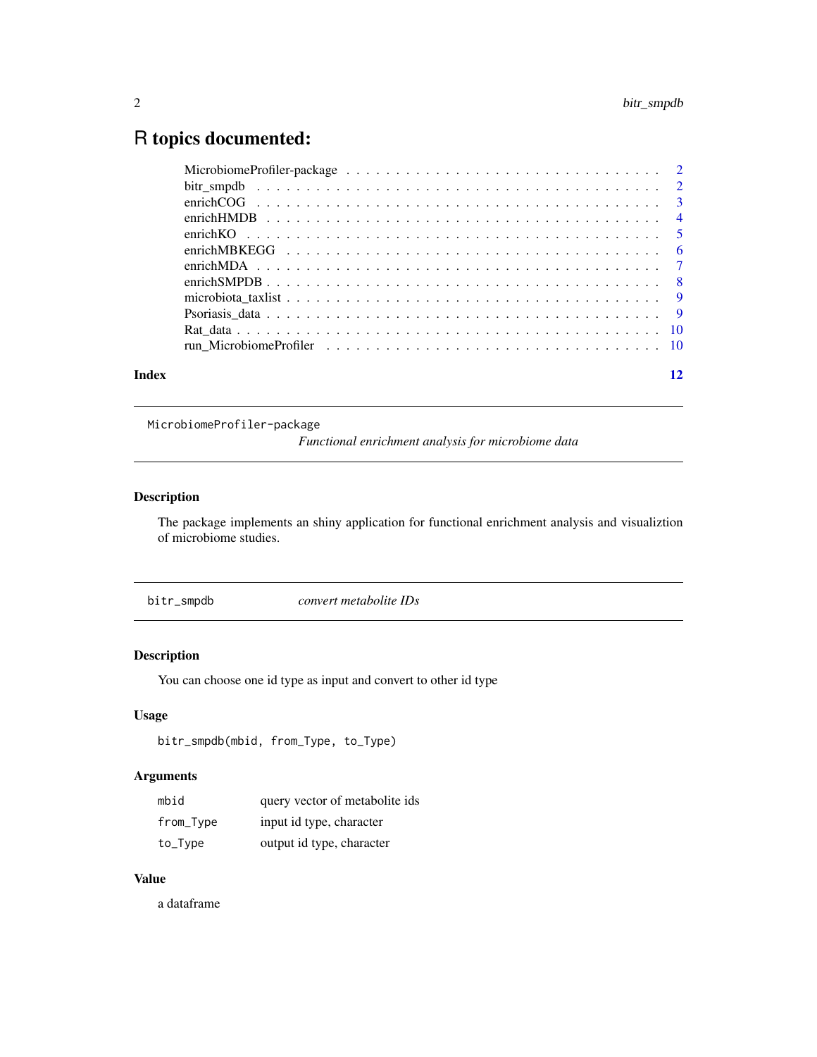# R topics documented:

| | |
|---|---|
| MicrobiomeProfiler-package | 2 |
| bitr_smpdb | 2 |
| enrichCOG | 3 |
| enrichHMDB | 4 |
| enrichKO | 5 |
| enrichMBKEGG | 6 |
| enrichMDA | 7 |
| enrichSMPDB | 8 |
| microbiota_taxlist | 9 |
| Psoriasis_data | 9 |
| Rat_data | 10 |
| run_MicrobiomeProfiler | 10 |

**Index** **12**

---

`MicrobiomeProfiler-package` *Functional enrichment analysis for microbiome data*

---

### Description

The package implements an shiny application for functional enrichment analysis and visualiztion of microbiome studies.

---

`bitr_smpdb` *convert metabolite IDs*

---

### Description

You can choose one id type as input and convert to other id type

### Usage

```
bitr_smpdb(mbid, from_Type, to_Type)
```

### Arguments

| | |
|---|---|
| `mbid` | query vector of metabolite ids |
| `from_Type` | input id type, character |
| `to_Type` | output id type, character |

### Value

a dataframe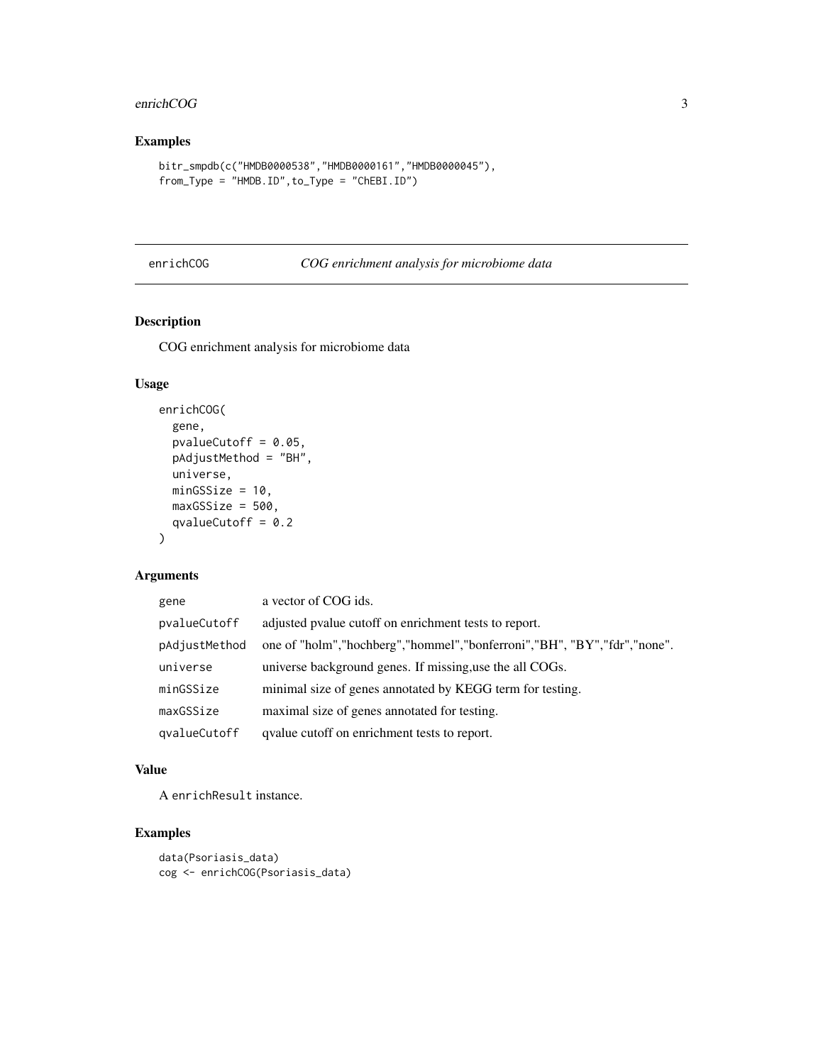## Examples

```
bitr_smpdb(c("HMDB0000538","HMDB0000161","HMDB0000045"),
from_Type = "HMDB.ID",to_Type = "ChEBI.ID")
```

---

# enrichCOG — *COG enrichment analysis for microbiome data*

---

## Description

COG enrichment analysis for microbiome data

## Usage

```
enrichCOG(
  gene,
  pvalueCutoff = 0.05,
  pAdjustMethod = "BH",
  universe,
  minGSSize = 10,
  maxGSSize = 500,
  qvalueCutoff = 0.2
)
```

## Arguments

| | |
|---|---|
| gene | a vector of COG ids. |
| pvalueCutoff | adjusted pvalue cutoff on enrichment tests to report. |
| pAdjustMethod | one of "holm","hochberg","hommel","bonferroni","BH", "BY","fdr","none". |
| universe | universe background genes. If missing,use the all COGs. |
| minGSSize | minimal size of genes annotated by KEGG term for testing. |
| maxGSSize | maximal size of genes annotated for testing. |
| qvalueCutoff | qvalue cutoff on enrichment tests to report. |

## Value

A `enrichResult` instance.

## Examples

```
data(Psoriasis_data)
cog <- enrichCOG(Psoriasis_data)
```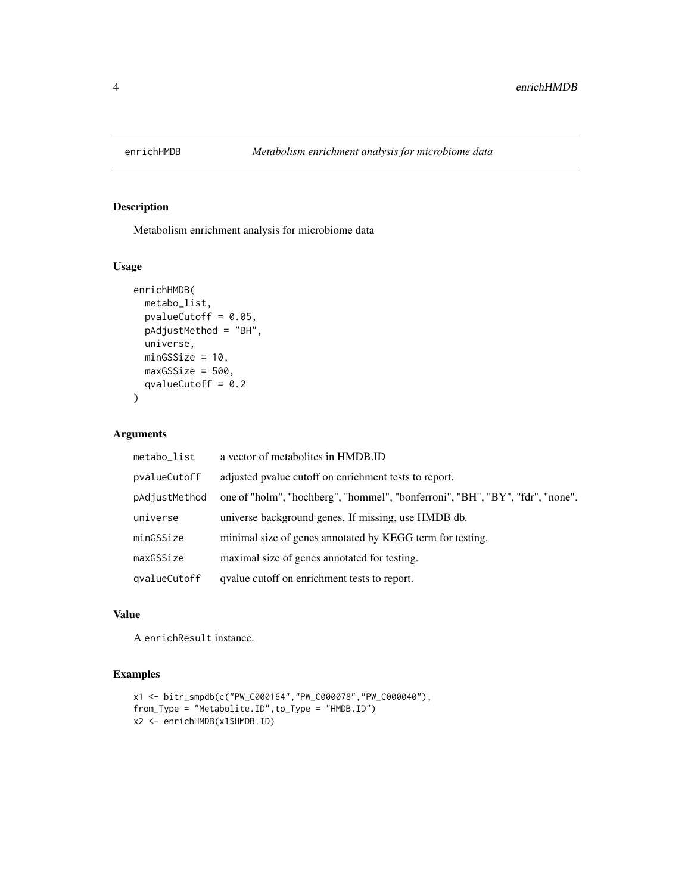## enrichHMDB — *Metabolism enrichment analysis for microbiome data*

### Description

Metabolism enrichment analysis for microbiome data

### Usage

```
enrichHMDB(
  metabo_list,
  pvalueCutoff = 0.05,
  pAdjustMethod = "BH",
  universe,
  minGSSize = 10,
  maxGSSize = 500,
  qvalueCutoff = 0.2
)
```

### Arguments

| Argument | Description |
|---|---|
| `metabo_list` | a vector of metabolites in HMDB.ID |
| `pvalueCutoff` | adjusted pvalue cutoff on enrichment tests to report. |
| `pAdjustMethod` | one of "holm", "hochberg", "hommel", "bonferroni", "BH", "BY", "fdr", "none". |
| `universe` | universe background genes. If missing, use HMDB db. |
| `minGSSize` | minimal size of genes annotated by KEGG term for testing. |
| `maxGSSize` | maximal size of genes annotated for testing. |
| `qvalueCutoff` | qvalue cutoff on enrichment tests to report. |

### Value

A `enrichResult` instance.

### Examples

```
x1 <- bitr_smpdb(c("PW_C000164","PW_C000078","PW_C000040"),
from_Type = "Metabolite.ID",to_Type = "HMDB.ID")
x2 <- enrichHMDB(x1$HMDB.ID)
```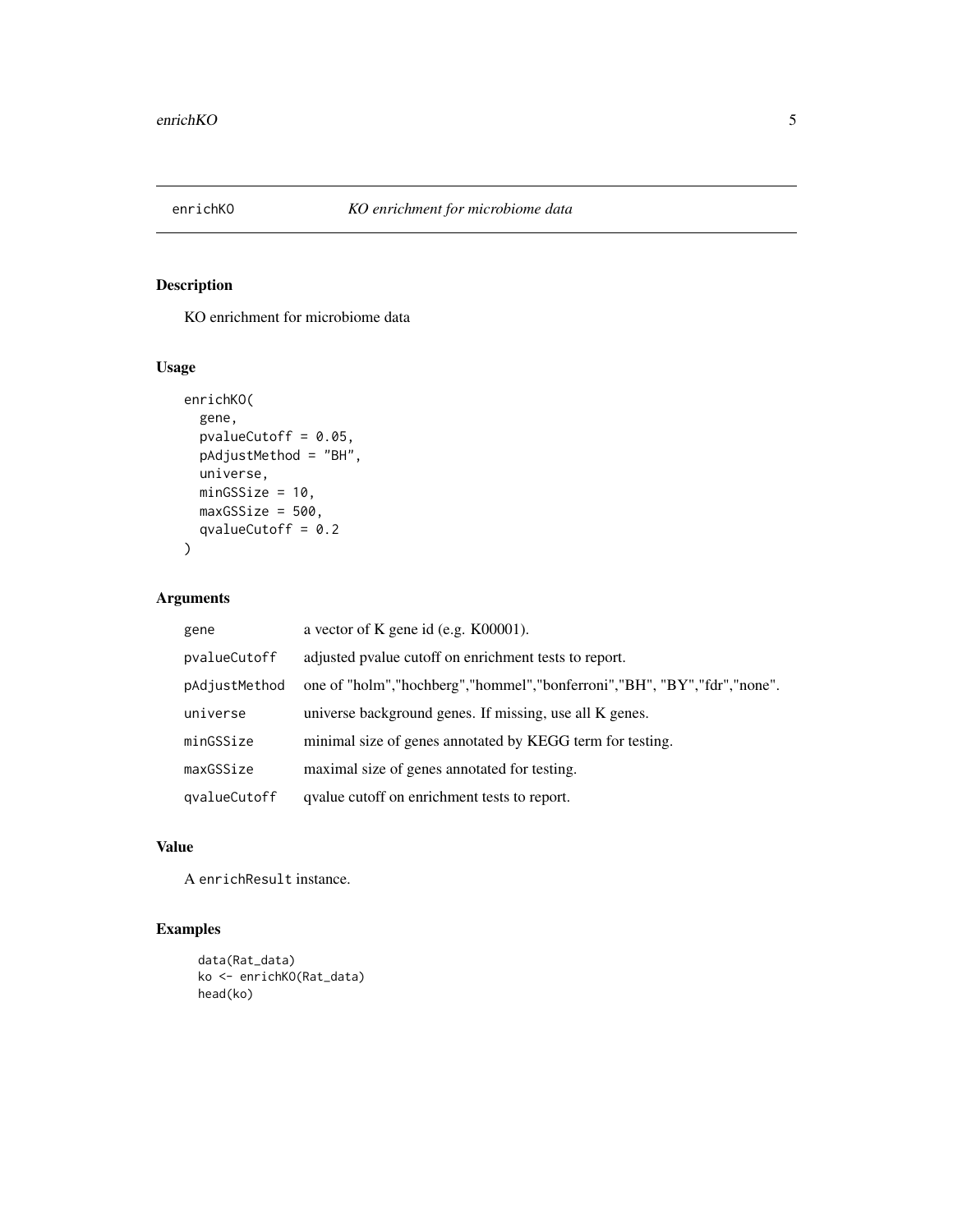## enrichKO    *KO enrichment for microbiome data*

### Description

KO enrichment for microbiome data

### Usage

```
enrichKO(
  gene,
  pvalueCutoff = 0.05,
  pAdjustMethod = "BH",
  universe,
  minGSSize = 10,
  maxGSSize = 500,
  qvalueCutoff = 0.2
)
```

### Arguments

| | |
|---|---|
| `gene` | a vector of K gene id (e.g. K00001). |
| `pvalueCutoff` | adjusted pvalue cutoff on enrichment tests to report. |
| `pAdjustMethod` | one of "holm","hochberg","hommel","bonferroni","BH", "BY","fdr","none". |
| `universe` | universe background genes. If missing, use all K genes. |
| `minGSSize` | minimal size of genes annotated by KEGG term for testing. |
| `maxGSSize` | maximal size of genes annotated for testing. |
| `qvalueCutoff` | qvalue cutoff on enrichment tests to report. |

### Value

A `enrichResult` instance.

### Examples

```
data(Rat_data)
ko <- enrichKO(Rat_data)
head(ko)
```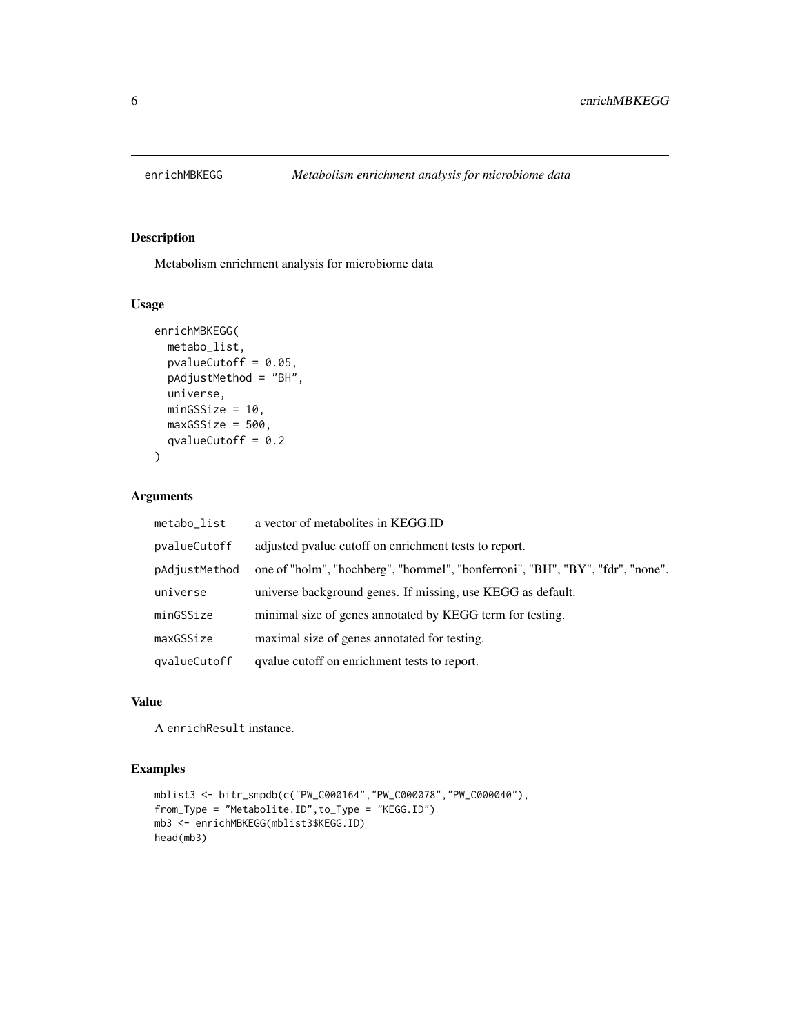## enrichMBKEGG — *Metabolism enrichment analysis for microbiome data*

### Description

Metabolism enrichment analysis for microbiome data

### Usage

```
enrichMBKEGG(
  metabo_list,
  pvalueCutoff = 0.05,
  pAdjustMethod = "BH",
  universe,
  minGSSize = 10,
  maxGSSize = 500,
  qvalueCutoff = 0.2
)
```

### Arguments

| | |
|---|---|
| metabo_list | a vector of metabolites in KEGG.ID |
| pvalueCutoff | adjusted pvalue cutoff on enrichment tests to report. |
| pAdjustMethod | one of "holm", "hochberg", "hommel", "bonferroni", "BH", "BY", "fdr", "none". |
| universe | universe background genes. If missing, use KEGG as default. |
| minGSSize | minimal size of genes annotated by KEGG term for testing. |
| maxGSSize | maximal size of genes annotated for testing. |
| qvalueCutoff | qvalue cutoff on enrichment tests to report. |

### Value

A `enrichResult` instance.

### Examples

```
mblist3 <- bitr_smpdb(c("PW_C000164","PW_C000078","PW_C000040"),
from_Type = "Metabolite.ID",to_Type = "KEGG.ID")
mb3 <- enrichMBKEGG(mblist3$KEGG.ID)
head(mb3)
```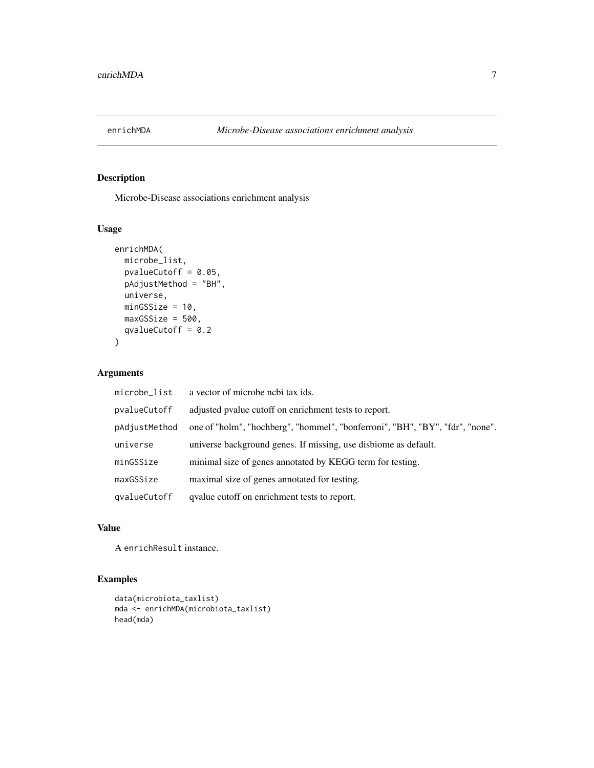# enrichMDA — *Microbe-Disease associations enrichment analysis*

## Description

Microbe-Disease associations enrichment analysis

## Usage

```
enrichMDA(
  microbe_list,
  pvalueCutoff = 0.05,
  pAdjustMethod = "BH",
  universe,
  minGSSize = 10,
  maxGSSize = 500,
  qvalueCutoff = 0.2
)
```

## Arguments

| | |
|---|---|
| microbe_list | a vector of microbe ncbi tax ids. |
| pvalueCutoff | adjusted pvalue cutoff on enrichment tests to report. |
| pAdjustMethod | one of "holm", "hochberg", "hommel", "bonferroni", "BH", "BY", "fdr", "none". |
| universe | universe background genes. If missing, use disbiome as default. |
| minGSSize | minimal size of genes annotated by KEGG term for testing. |
| maxGSSize | maximal size of genes annotated for testing. |
| qvalueCutoff | qvalue cutoff on enrichment tests to report. |

## Value

A enrichResult instance.

## Examples

```
data(microbiota_taxlist)
mda <- enrichMDA(microbiota_taxlist)
head(mda)
```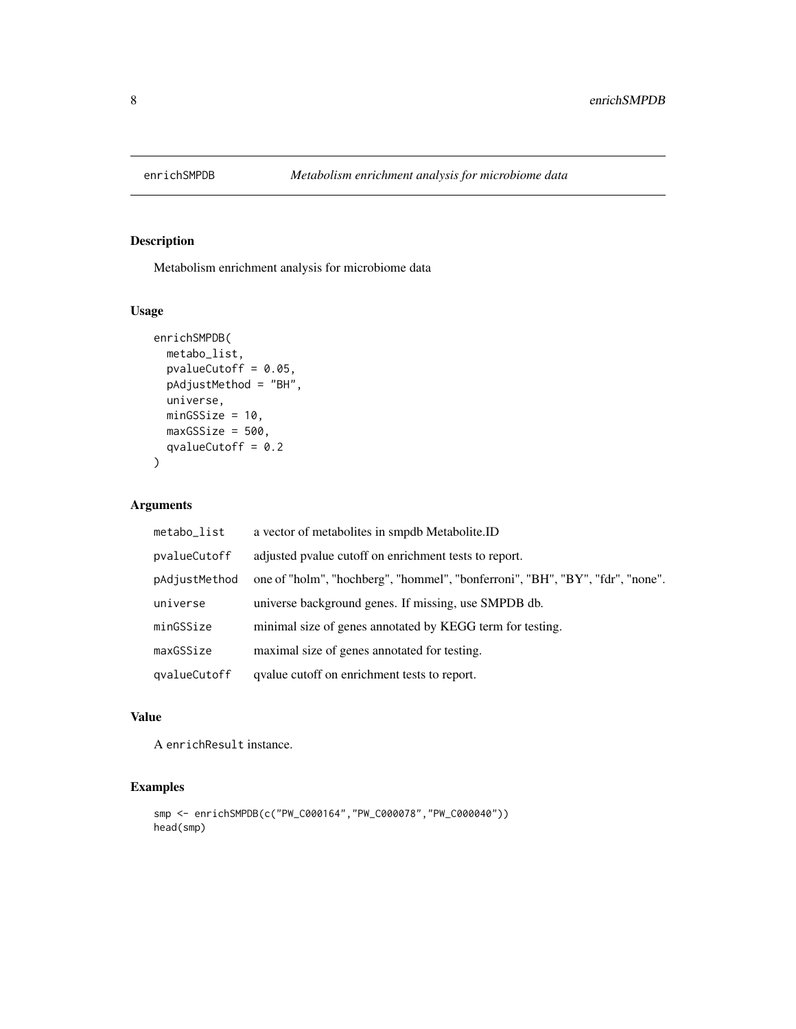# enrichSMPDB — *Metabolism enrichment analysis for microbiome data*

## Description

Metabolism enrichment analysis for microbiome data

## Usage

```
enrichSMPDB(
  metabo_list,
  pvalueCutoff = 0.05,
  pAdjustMethod = "BH",
  universe,
  minGSSize = 10,
  maxGSSize = 500,
  qvalueCutoff = 0.2
)
```

## Arguments

| | |
|---|---|
| metabo_list | a vector of metabolites in smpdb Metabolite.ID |
| pvalueCutoff | adjusted pvalue cutoff on enrichment tests to report. |
| pAdjustMethod | one of "holm", "hochberg", "hommel", "bonferroni", "BH", "BY", "fdr", "none". |
| universe | universe background genes. If missing, use SMPDB db. |
| minGSSize | minimal size of genes annotated by KEGG term for testing. |
| maxGSSize | maximal size of genes annotated for testing. |
| qvalueCutoff | qvalue cutoff on enrichment tests to report. |

## Value

A enrichResult instance.

## Examples

```
smp <- enrichSMPDB(c("PW_C000164","PW_C000078","PW_C000040"))
head(smp)
```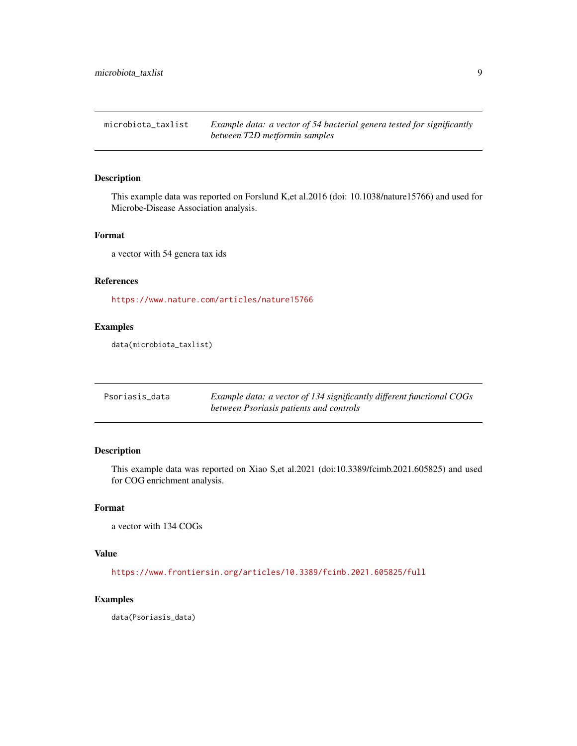## microbiota_taxlist

*Example data: a vector of 54 bacterial genera tested for significantly between T2D metformin samples*

### Description

This example data was reported on Forslund K,et al.2016 (doi: 10.1038/nature15766) and used for Microbe-Disease Association analysis.

### Format

a vector with 54 genera tax ids

### References

https://www.nature.com/articles/nature15766

### Examples

```
data(microbiota_taxlist)
```

## Psoriasis_data

*Example data: a vector of 134 significantly different functional COGs between Psoriasis patients and controls*

### Description

This example data was reported on Xiao S,et al.2021 (doi:10.3389/fcimb.2021.605825) and used for COG enrichment analysis.

### Format

a vector with 134 COGs

### Value

https://www.frontiersin.org/articles/10.3389/fcimb.2021.605825/full

### Examples

```
data(Psoriasis_data)
```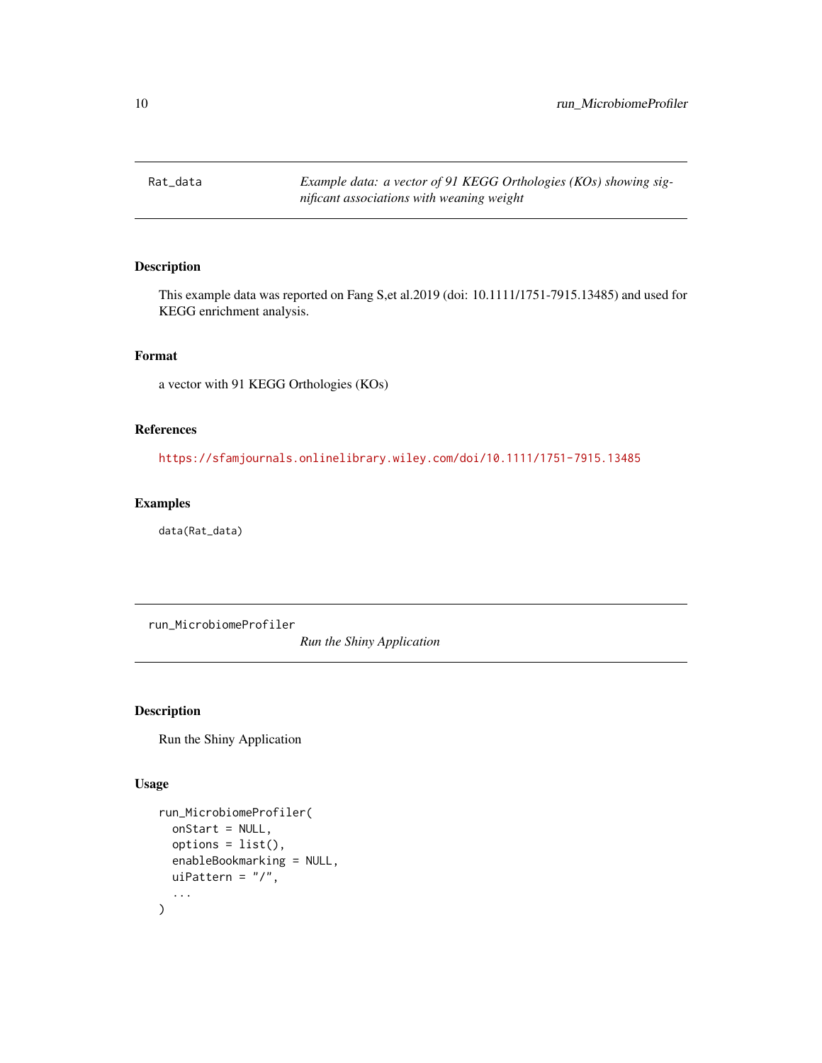## Rat_data — *Example data: a vector of 91 KEGG Orthologies (KOs) showing significant associations with weaning weight*

### Description

This example data was reported on Fang S,et al.2019 (doi: 10.1111/1751-7915.13485) and used for KEGG enrichment analysis.

### Format

a vector with 91 KEGG Orthologies (KOs)

### References

https://sfamjournals.onlinelibrary.wiley.com/doi/10.1111/1751-7915.13485

### Examples

```
data(Rat_data)
```

## run_MicrobiomeProfiler — *Run the Shiny Application*

### Description

Run the Shiny Application

### Usage

```
run_MicrobiomeProfiler(
  onStart = NULL,
  options = list(),
  enableBookmarking = NULL,
  uiPattern = "/",
  ...
)
```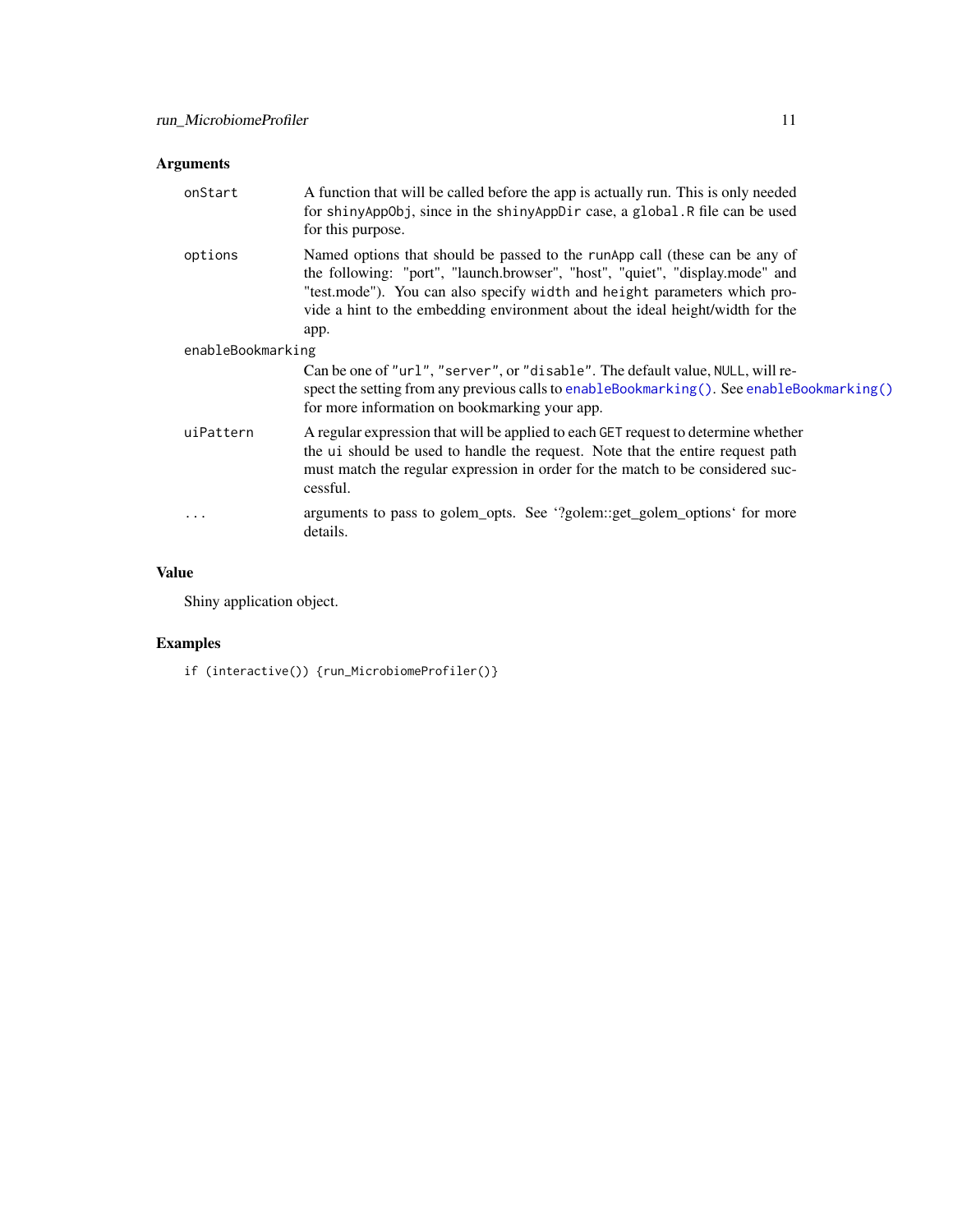## Arguments

- **onStart**: A function that will be called before the app is actually run. This is only needed for `shinyAppObj`, since in the `shinyAppDir` case, a `global.R` file can be used for this purpose.
- **options**: Named options that should be passed to the `runApp` call (these can be any of the following: "port", "launch.browser", "host", "quiet", "display.mode" and "test.mode"). You can also specify `width` and `height` parameters which provide a hint to the embedding environment about the ideal height/width for the app.
- **enableBookmarking**: Can be one of `"url"`, `"server"`, or `"disable"`. The default value, `NULL`, will respect the setting from any previous calls to `enableBookmarking()`. See `enableBookmarking()` for more information on bookmarking your app.
- **uiPattern**: A regular expression that will be applied to each `GET` request to determine whether the `ui` should be used to handle the request. Note that the entire request path must match the regular expression in order for the match to be considered successful.
- **...**: arguments to pass to golem_opts. See '?golem::get_golem_options' for more details.

## Value

Shiny application object.

## Examples

```
if (interactive()) {run_MicrobiomeProfiler()}
```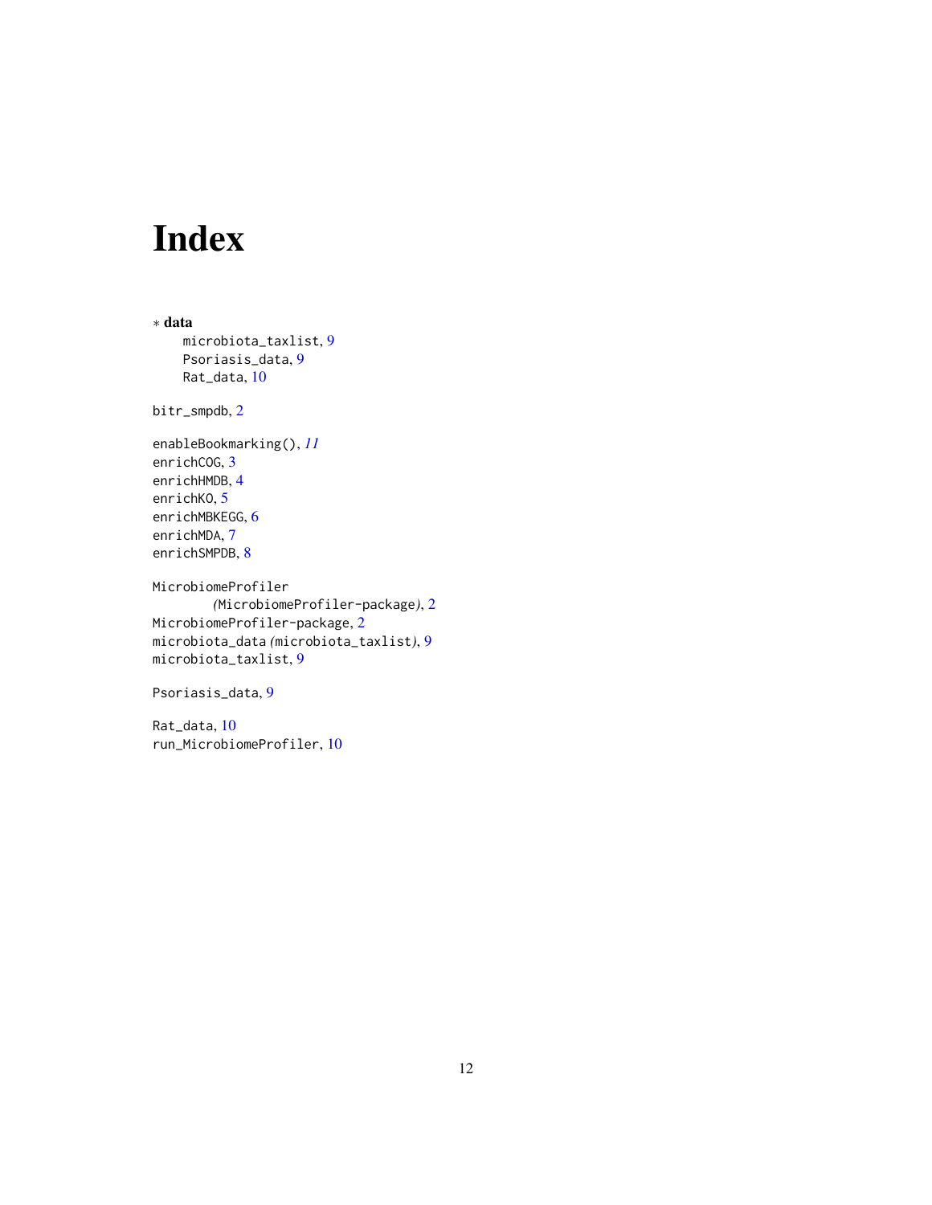# Index

∗ **data**
  microbiota_taxlist, 9
  Psoriasis_data, 9
  Rat_data, 10

bitr_smpdb, 2

enableBookmarking(), *11*
enrichCOG, 3
enrichHMDB, 4
enrichKO, 5
enrichMBKEGG, 6
enrichMDA, 7
enrichSMPDB, 8

MicrobiomeProfiler
    (MicrobiomeProfiler-package), 2
MicrobiomeProfiler-package, 2
microbiota_data (microbiota_taxlist), 9
microbiota_taxlist, 9

Psoriasis_data, 9

Rat_data, 10
run_MicrobiomeProfiler, 10